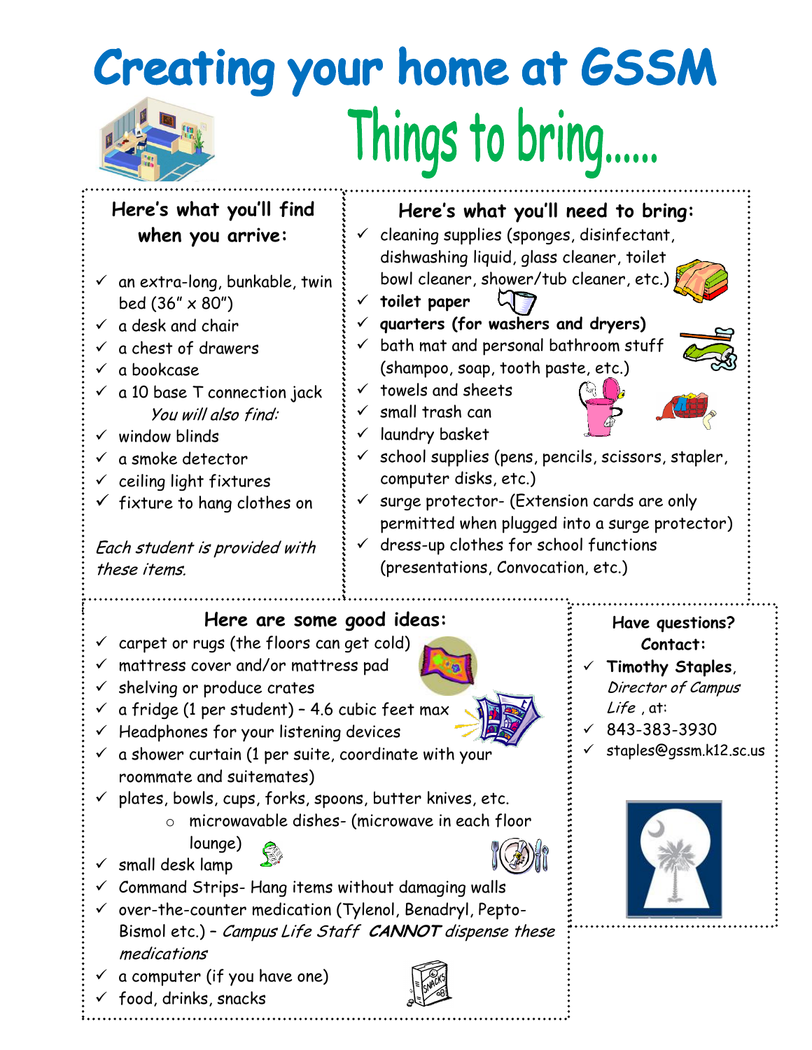# Creating your home at GSSM

## Things to bring......

### Here's what you'll find when you arrive:

- ✓ an extra-long, bunkable, twin bed (36" x 80")
- ✓ a desk and chair
- ✓ a chest of drawers
- ✓ a bookcase
- ✓ a 10 base T connection jack

*You will also find:*

- ✓ window blinds
- ✓ a smoke detector
- ✓ ceiling light fixtures
- ✓ fixture to hang clothes on

*Each student is provided with these items.*

### Here's what you'll need to bring:

- ✓ cleaning supplies (sponges, disinfectant, dishwashing liquid, glass cleaner, toilet bowl cleaner, shower/tub cleaner, etc.)
- ✓ **toilet paper**
- ✓ **quarters (for washers and dryers)**
- ✓ bath mat and personal bathroom stuff (shampoo, soap, tooth paste, etc.)
- ✓ towels and sheets
- ✓ small trash can
- ✓ laundry basket
- ✓ school supplies (pens, pencils, scissors, stapler, computer disks, etc.)
- ✓ surge protector- (Extension cards are only permitted when plugged into a surge protector)
- ✓ dress-up clothes for school functions (presentations, Convocation, etc.)

### Here are some good ideas:

- ✓ carpet or rugs (the floors can get cold)
- ✓ mattress cover and/or mattress pad
- ✓ shelving or produce crates
- ✓ a fridge (1 per student) – 4.6 cubic feet max
- ✓ Headphones for your listening devices
- ✓ a shower curtain (1 per suite, coordinate with your roommate and suitemates)
- ✓ plates, bowls, cups, forks, spoons, butter knives, etc.
  - microwavable dishes- (microwave in each floor lounge)
- ✓ small desk lamp
- ✓ Command Strips- Hang items without damaging walls
- ✓ over-the-counter medication (Tylenol, Benadryl, Pepto-Bismol etc.) – *Campus Life Staff **CANNOT** dispense these medications*
- ✓ a computer (if you have one)
- ✓ food, drinks, snacks

### Have questions? Contact:

- ✓ **Timothy Staples**, *Director of Campus Life* , at:
- ✓ 843-383-3930
- ✓ staples@gssm.k12.sc.us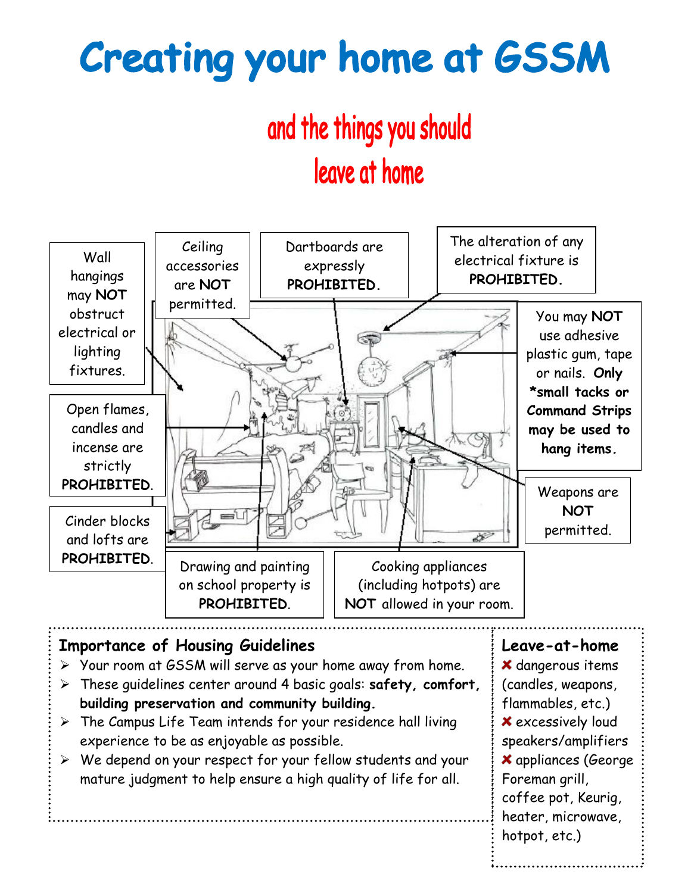# Creating your home at GSSM

## and the things you should leave at home

Wall hangings may **NOT** obstruct electrical or lighting fixtures.

Ceiling accessories are **NOT** permitted.

Dartboards are expressly **PROHIBITED.**

The alteration of any electrical fixture is **PROHIBITED.**

You may **NOT** use adhesive plastic gum, tape or nails. **Only *small tacks or Command Strips may be used to hang items.**

Open flames, candles and incense are strictly **PROHIBITED**.

Weapons are **NOT** permitted.

Cinder blocks and lofts are **PROHIBITED**.

Drawing and painting on school property is **PROHIBITED**.

Cooking appliances (including hotpots) are **NOT** allowed in your room.

### Importance of Housing Guidelines

- Your room at GSSM will serve as your home away from home.
- These guidelines center around 4 basic goals: **safety, comfort, building preservation and community building.**
- The Campus Life Team intends for your residence hall living experience to be as enjoyable as possible.
- We depend on your respect for your fellow students and your mature judgment to help ensure a high quality of life for all.

### Leave-at-home

- ✘ dangerous items (candles, weapons, flammables, etc.)
- ✘ excessively loud speakers/amplifiers
- ✘ appliances (George Foreman grill, coffee pot, Keurig, heater, microwave, hotpot, etc.)